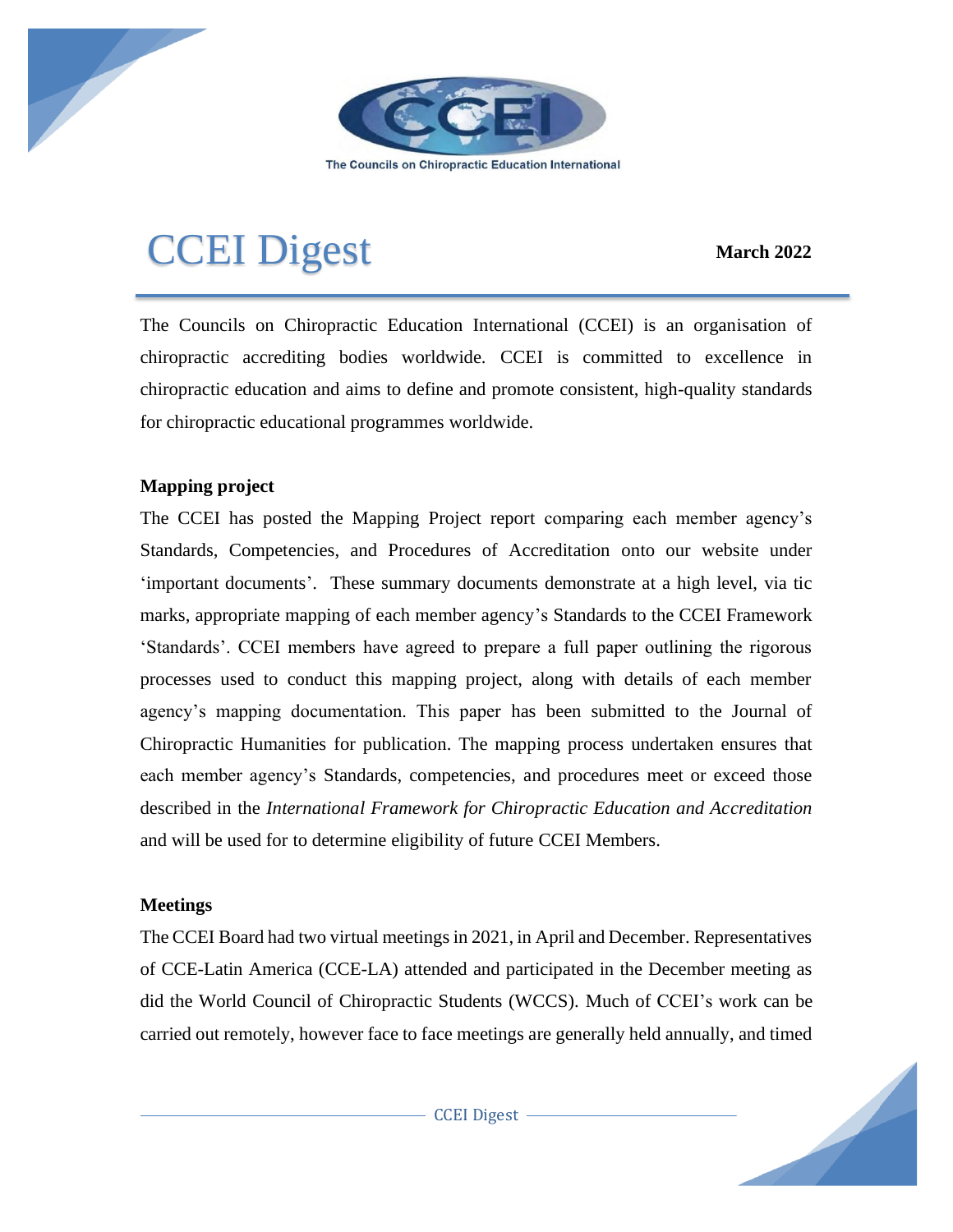The Councils on Chiropractic Education International

# CCEI Digest

**March 2022**

The Councils on Chiropractic Education International (CCEI) is an organisation of chiropractic accrediting bodies worldwide. CCEI is committed to excellence in chiropractic education and aims to define and promote consistent, high-quality standards for chiropractic educational programmes worldwide.

**Mapping project**

The CCEI has posted the Mapping Project report comparing each member agency's Standards, Competencies, and Procedures of Accreditation onto our website under 'important documents'. These summary documents demonstrate at a high level, via tic marks, appropriate mapping of each member agency's Standards to the CCEI Framework 'Standards'. CCEI members have agreed to prepare a full paper outlining the rigorous processes used to conduct this mapping project, along with details of each member agency's mapping documentation. This paper has been submitted to the Journal of Chiropractic Humanities for publication. The mapping process undertaken ensures that each member agency's Standards, competencies, and procedures meet or exceed those described in the *International Framework for Chiropractic Education and Accreditation* and will be used for to determine eligibility of future CCEI Members.

**Meetings**

The CCEI Board had two virtual meetings in 2021, in April and December. Representatives of CCE-Latin America (CCE-LA) attended and participated in the December meeting as did the World Council of Chiropractic Students (WCCS). Much of CCEI's work can be carried out remotely, however face to face meetings are generally held annually, and timed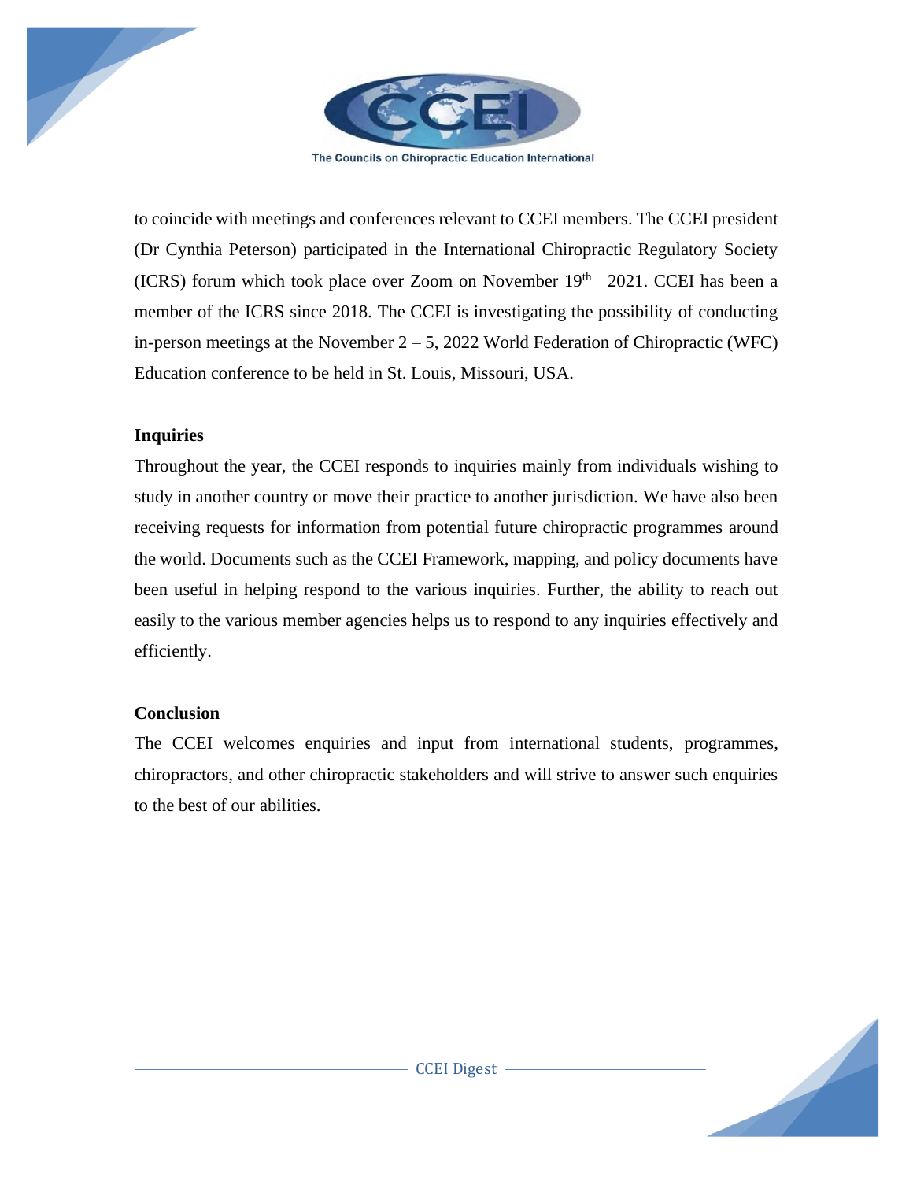to coincide with meetings and conferences relevant to CCEI members. The CCEI president (Dr Cynthia Peterson) participated in the International Chiropractic Regulatory Society (ICRS) forum which took place over Zoom on November 19th 2021. CCEI has been a member of the ICRS since 2018. The CCEI is investigating the possibility of conducting in-person meetings at the November 2 – 5, 2022 World Federation of Chiropractic (WFC) Education conference to be held in St. Louis, Missouri, USA.

**Inquiries**

Throughout the year, the CCEI responds to inquiries mainly from individuals wishing to study in another country or move their practice to another jurisdiction. We have also been receiving requests for information from potential future chiropractic programmes around the world. Documents such as the CCEI Framework, mapping, and policy documents have been useful in helping respond to the various inquiries. Further, the ability to reach out easily to the various member agencies helps us to respond to any inquiries effectively and efficiently.

**Conclusion**

The CCEI welcomes enquiries and input from international students, programmes, chiropractors, and other chiropractic stakeholders and will strive to answer such enquiries to the best of our abilities.